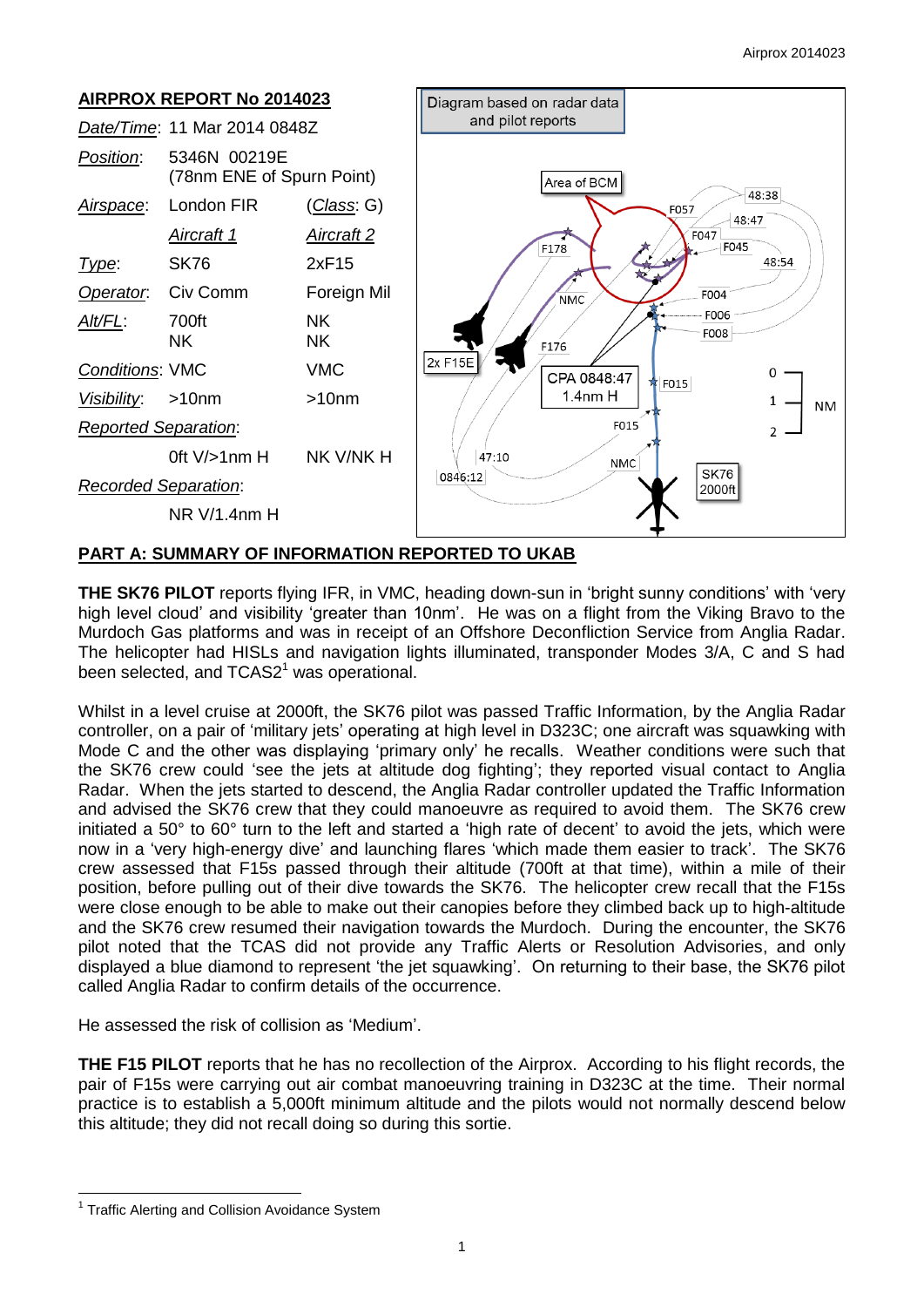## AIRPROX REPORT No 2014023

| | | |
|---|---|---|
| *Date/Time*: | 11 Mar 2014 0848Z | |
| *Position*: | 5346N 00219E (78nm ENE of Spurn Point) | |
| *Airspace*: | London FIR | (*Class*: G) |
| | *Aircraft 1* | *Aircraft 2* |
| *Type*: | SK76 | 2xF15 |
| *Operator*: | Civ Comm | Foreign Mil |
| *Alt/FL*: | 700ft | NK |
| | NK | NK |
| *Conditions*: | VMC | VMC |
| *Visibility*: | >10nm | >10nm |
| *Reported Separation*: | | |
| | 0ft V/>1nm H | NK V/NK H |
| *Recorded Separation*: | | |
| | NR V/1.4nm H | |

Diagram based on radar data and pilot reports

## PART A: SUMMARY OF INFORMATION REPORTED TO UKAB

**THE SK76 PILOT** reports flying IFR, in VMC, heading down-sun in 'bright sunny conditions' with 'very high level cloud' and visibility 'greater than 10nm'. He was on a flight from the Viking Bravo to the Murdoch Gas platforms and was in receipt of an Offshore Deconfliction Service from Anglia Radar. The helicopter had HISLs and navigation lights illuminated, transponder Modes 3/A, C and S had been selected, and TCAS2[1] was operational.

Whilst in a level cruise at 2000ft, the SK76 pilot was passed Traffic Information, by the Anglia Radar controller, on a pair of 'military jets' operating at high level in D323C; one aircraft was squawking with Mode C and the other was displaying 'primary only' he recalls. Weather conditions were such that the SK76 crew could 'see the jets at altitude dog fighting'; they reported visual contact to Anglia Radar. When the jets started to descend, the Anglia Radar controller updated the Traffic Information and advised the SK76 crew that they could manoeuvre as required to avoid them. The SK76 crew initiated a 50° to 60° turn to the left and started a 'high rate of decent' to avoid the jets, which were now in a 'very high-energy dive' and launching flares 'which made them easier to track'. The SK76 crew assessed that F15s passed through their altitude (700ft at that time), within a mile of their position, before pulling out of their dive towards the SK76. The helicopter crew recall that the F15s were close enough to be able to make out their canopies before they climbed back up to high-altitude and the SK76 crew resumed their navigation towards the Murdoch. During the encounter, the SK76 pilot noted that the TCAS did not provide any Traffic Alerts or Resolution Advisories, and only displayed a blue diamond to represent 'the jet squawking'. On returning to their base, the SK76 pilot called Anglia Radar to confirm details of the occurrence.

He assessed the risk of collision as 'Medium'.

**THE F15 PILOT** reports that he has no recollection of the Airprox. According to his flight records, the pair of F15s were carrying out air combat manoeuvring training in D323C at the time. Their normal practice is to establish a 5,000ft minimum altitude and the pilots would not normally descend below this altitude; they did not recall doing so during this sortie.

[1] Traffic Alerting and Collision Avoidance System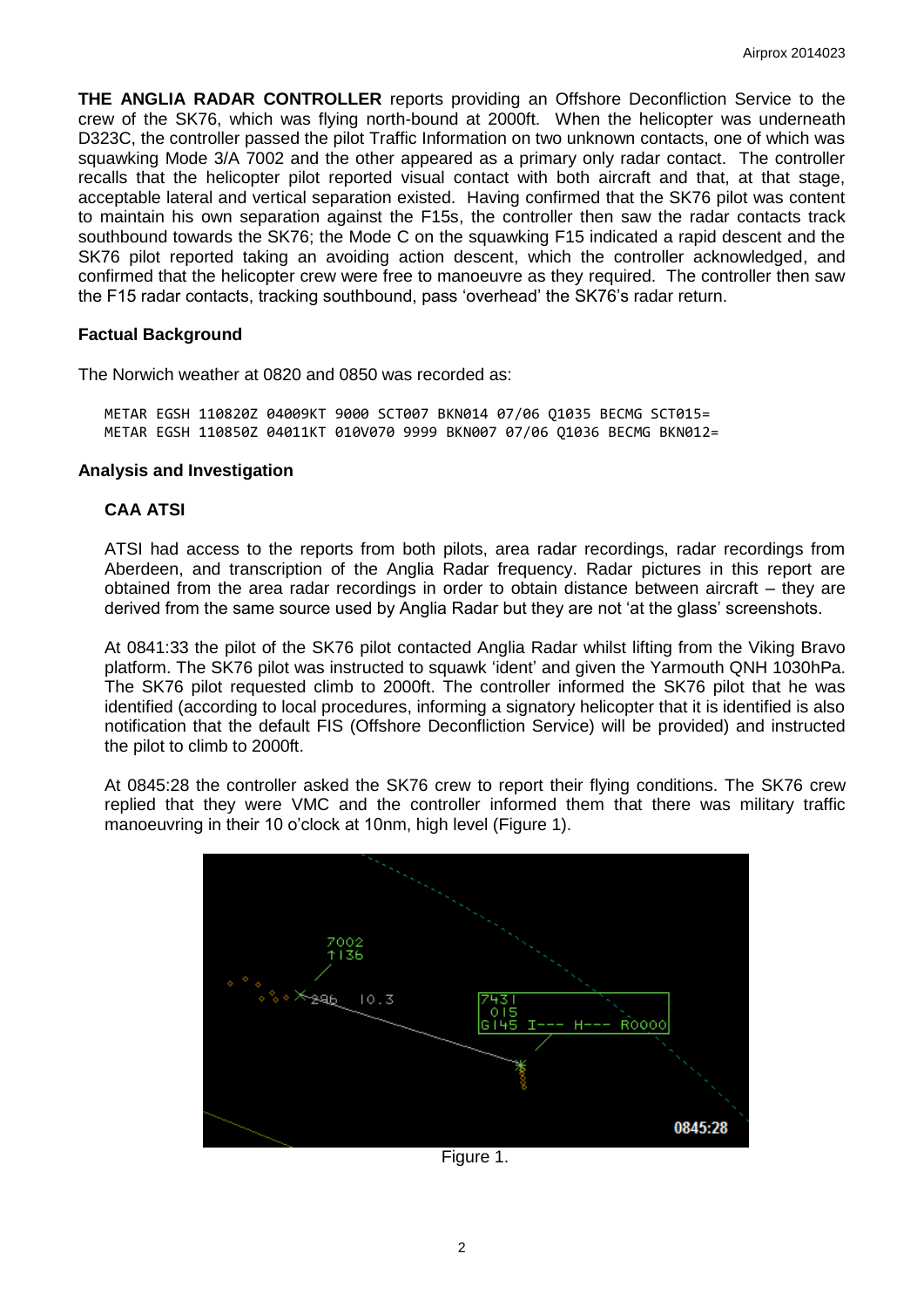**THE ANGLIA RADAR CONTROLLER** reports providing an Offshore Deconfliction Service to the crew of the SK76, which was flying north-bound at 2000ft. When the helicopter was underneath D323C, the controller passed the pilot Traffic Information on two unknown contacts, one of which was squawking Mode 3/A 7002 and the other appeared as a primary only radar contact. The controller recalls that the helicopter pilot reported visual contact with both aircraft and that, at that stage, acceptable lateral and vertical separation existed. Having confirmed that the SK76 pilot was content to maintain his own separation against the F15s, the controller then saw the radar contacts track southbound towards the SK76; the Mode C on the squawking F15 indicated a rapid descent and the SK76 pilot reported taking an avoiding action descent, which the controller acknowledged, and confirmed that the helicopter crew were free to manoeuvre as they required. The controller then saw the F15 radar contacts, tracking southbound, pass 'overhead' the SK76's radar return.

## Factual Background

The Norwich weather at 0820 and 0850 was recorded as:

```
METAR EGSH 110820Z 04009KT 9000 SCT007 BKN014 07/06 Q1035 BECMG SCT015=
METAR EGSH 110850Z 04011KT 010V070 9999 BKN007 07/06 Q1036 BECMG BKN012=
```

## Analysis and Investigation

### CAA ATSI

ATSI had access to the reports from both pilots, area radar recordings, radar recordings from Aberdeen, and transcription of the Anglia Radar frequency. Radar pictures in this report are obtained from the area radar recordings in order to obtain distance between aircraft – they are derived from the same source used by Anglia Radar but they are not 'at the glass' screenshots.

At 0841:33 the pilot of the SK76 pilot contacted Anglia Radar whilst lifting from the Viking Bravo platform. The SK76 pilot was instructed to squawk 'ident' and given the Yarmouth QNH 1030hPa. The SK76 pilot requested climb to 2000ft. The controller informed the SK76 pilot that he was identified (according to local procedures, informing a signatory helicopter that it is identified is also notification that the default FIS (Offshore Deconfliction Service) will be provided) and instructed the pilot to climb to 2000ft.

At 0845:28 the controller asked the SK76 crew to report their flying conditions. The SK76 crew replied that they were VMC and the controller informed them that there was military traffic manoeuvring in their 10 o'clock at 10nm, high level (Figure 1).

Figure 1.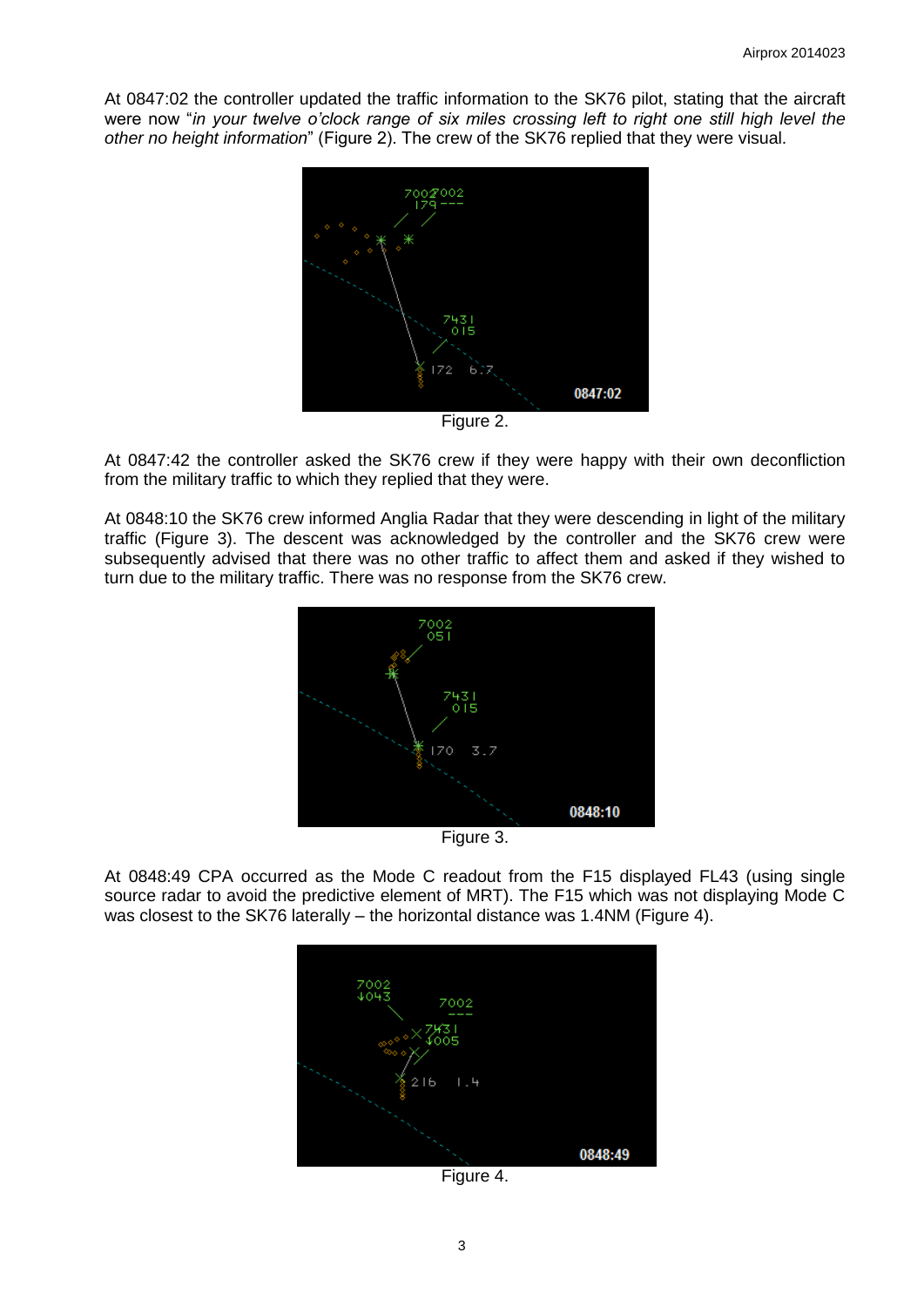At 0847:02 the controller updated the traffic information to the SK76 pilot, stating that the aircraft were now "*in your twelve o'clock range of six miles crossing left to right one still high level the other no height information*" (Figure 2). The crew of the SK76 replied that they were visual.

Figure 2.

At 0847:42 the controller asked the SK76 crew if they were happy with their own deconfliction from the military traffic to which they replied that they were.

At 0848:10 the SK76 crew informed Anglia Radar that they were descending in light of the military traffic (Figure 3). The descent was acknowledged by the controller and the SK76 crew were subsequently advised that there was no other traffic to affect them and asked if they wished to turn due to the military traffic. There was no response from the SK76 crew.

Figure 3.

At 0848:49 CPA occurred as the Mode C readout from the F15 displayed FL43 (using single source radar to avoid the predictive element of MRT). The F15 which was not displaying Mode C was closest to the SK76 laterally – the horizontal distance was 1.4NM (Figure 4).

Figure 4.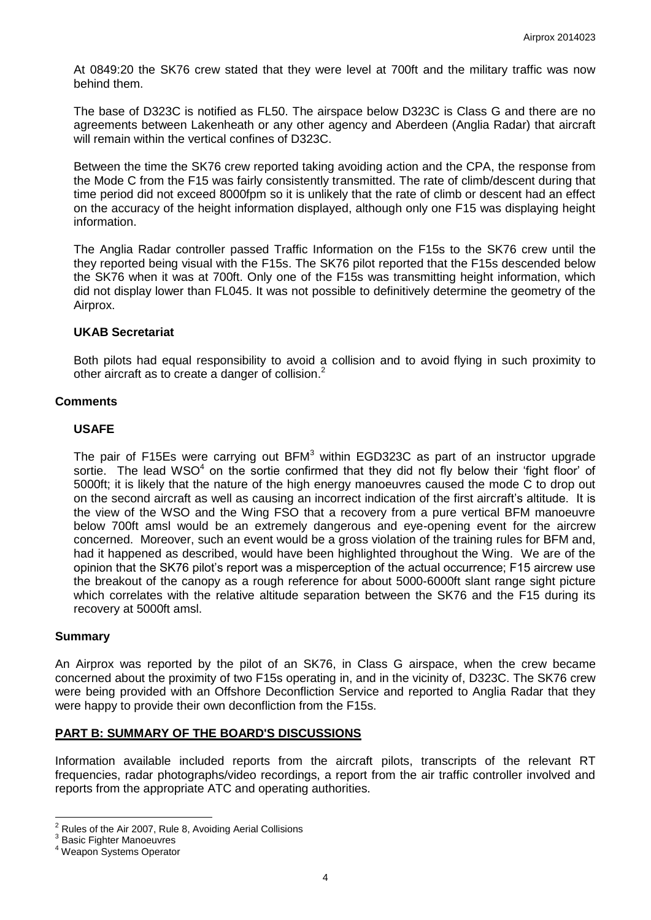At 0849:20 the SK76 crew stated that they were level at 700ft and the military traffic was now behind them.

The base of D323C is notified as FL50. The airspace below D323C is Class G and there are no agreements between Lakenheath or any other agency and Aberdeen (Anglia Radar) that aircraft will remain within the vertical confines of D323C.

Between the time the SK76 crew reported taking avoiding action and the CPA, the response from the Mode C from the F15 was fairly consistently transmitted. The rate of climb/descent during that time period did not exceed 8000fpm so it is unlikely that the rate of climb or descent had an effect on the accuracy of the height information displayed, although only one F15 was displaying height information.

The Anglia Radar controller passed Traffic Information on the F15s to the SK76 crew until the they reported being visual with the F15s. The SK76 pilot reported that the F15s descended below the SK76 when it was at 700ft. Only one of the F15s was transmitting height information, which did not display lower than FL045. It was not possible to definitively determine the geometry of the Airprox.

### UKAB Secretariat

Both pilots had equal responsibility to avoid a collision and to avoid flying in such proximity to other aircraft as to create a danger of collision.[2]

## Comments

### USAFE

The pair of F15Es were carrying out BFM[3] within EGD323C as part of an instructor upgrade sortie. The lead WSO[4] on the sortie confirmed that they did not fly below their 'fight floor' of 5000ft; it is likely that the nature of the high energy manoeuvres caused the mode C to drop out on the second aircraft as well as causing an incorrect indication of the first aircraft's altitude. It is the view of the WSO and the Wing FSO that a recovery from a pure vertical BFM manoeuvre below 700ft amsl would be an extremely dangerous and eye-opening event for the aircrew concerned. Moreover, such an event would be a gross violation of the training rules for BFM and, had it happened as described, would have been highlighted throughout the Wing. We are of the opinion that the SK76 pilot's report was a misperception of the actual occurrence; F15 aircrew use the breakout of the canopy as a rough reference for about 5000-6000ft slant range sight picture which correlates with the relative altitude separation between the SK76 and the F15 during its recovery at 5000ft amsl.

## Summary

An Airprox was reported by the pilot of an SK76, in Class G airspace, when the crew became concerned about the proximity of two F15s operating in, and in the vicinity of, D323C. The SK76 crew were being provided with an Offshore Deconfliction Service and reported to Anglia Radar that they were happy to provide their own deconfliction from the F15s.

## PART B: SUMMARY OF THE BOARD'S DISCUSSIONS

Information available included reports from the aircraft pilots, transcripts of the relevant RT frequencies, radar photographs/video recordings, a report from the air traffic controller involved and reports from the appropriate ATC and operating authorities.

---

[2] Rules of the Air 2007, Rule 8, Avoiding Aerial Collisions

[3] Basic Fighter Manoeuvres

[4] Weapon Systems Operator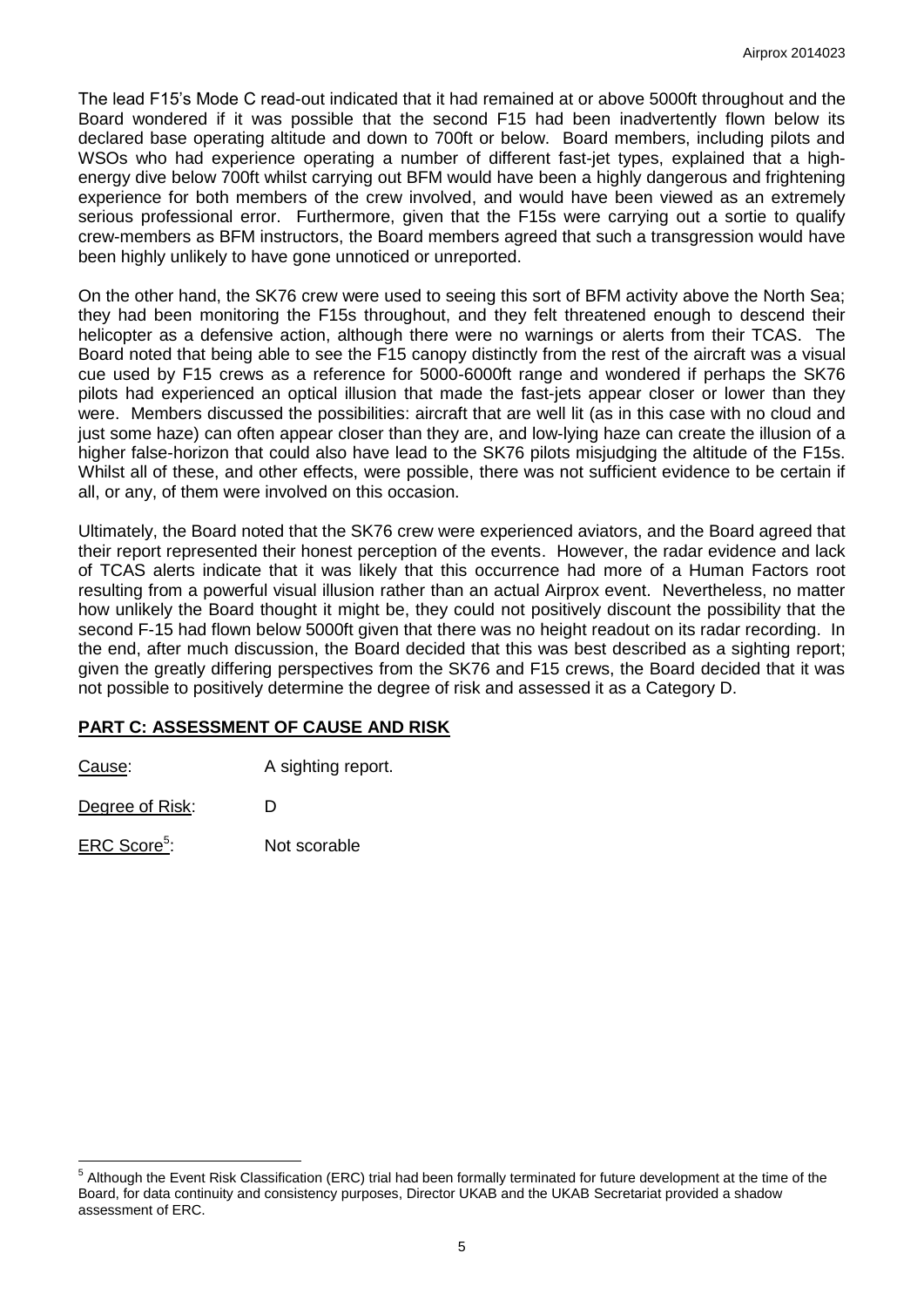The lead F15's Mode C read-out indicated that it had remained at or above 5000ft throughout and the Board wondered if it was possible that the second F15 had been inadvertently flown below its declared base operating altitude and down to 700ft or below. Board members, including pilots and WSOs who had experience operating a number of different fast-jet types, explained that a high-energy dive below 700ft whilst carrying out BFM would have been a highly dangerous and frightening experience for both members of the crew involved, and would have been viewed as an extremely serious professional error. Furthermore, given that the F15s were carrying out a sortie to qualify crew-members as BFM instructors, the Board members agreed that such a transgression would have been highly unlikely to have gone unnoticed or unreported.

On the other hand, the SK76 crew were used to seeing this sort of BFM activity above the North Sea; they had been monitoring the F15s throughout, and they felt threatened enough to descend their helicopter as a defensive action, although there were no warnings or alerts from their TCAS. The Board noted that being able to see the F15 canopy distinctly from the rest of the aircraft was a visual cue used by F15 crews as a reference for 5000-6000ft range and wondered if perhaps the SK76 pilots had experienced an optical illusion that made the fast-jets appear closer or lower than they were. Members discussed the possibilities: aircraft that are well lit (as in this case with no cloud and just some haze) can often appear closer than they are, and low-lying haze can create the illusion of a higher false-horizon that could also have lead to the SK76 pilots misjudging the altitude of the F15s. Whilst all of these, and other effects, were possible, there was not sufficient evidence to be certain if all, or any, of them were involved on this occasion.

Ultimately, the Board noted that the SK76 crew were experienced aviators, and the Board agreed that their report represented their honest perception of the events. However, the radar evidence and lack of TCAS alerts indicate that it was likely that this occurrence had more of a Human Factors root resulting from a powerful visual illusion rather than an actual Airprox event. Nevertheless, no matter how unlikely the Board thought it might be, they could not positively discount the possibility that the second F-15 had flown below 5000ft given that there was no height readout on its radar recording. In the end, after much discussion, the Board decided that this was best described as a sighting report; given the greatly differing perspectives from the SK76 and F15 crews, the Board decided that it was not possible to positively determine the degree of risk and assessed it as a Category D.

## PART C: ASSESSMENT OF CAUSE AND RISK

Cause: A sighting report.

Degree of Risk: D

ERC Score[5]: Not scorable

[5] Although the Event Risk Classification (ERC) trial had been formally terminated for future development at the time of the Board, for data continuity and consistency purposes, Director UKAB and the UKAB Secretariat provided a shadow assessment of ERC.